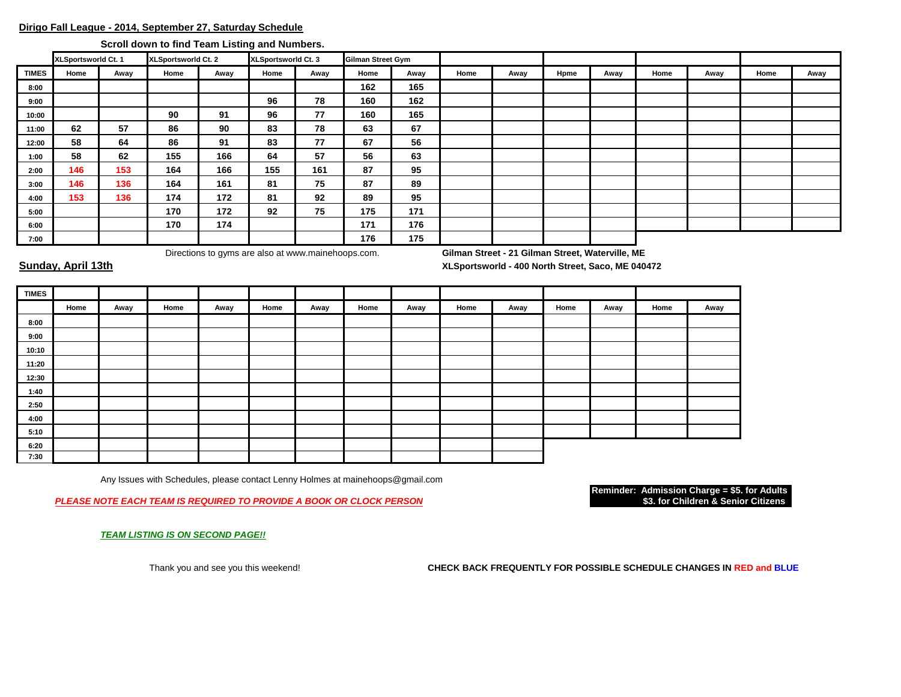**Dirigo Fall League - 2014, September 27, Saturday Schedule**

**Scroll down to find Team Listing and Numbers.**

| | XLSportsworld Ct. 1 | | XLSportsworld Ct. 2 | | XLSportsworld Ct. 3 | | Gilman Street Gym | | | | | | | | | |
|---|---|---|---|---|---|---|---|---|---|---|---|---|---|---|---|---|
| **TIMES** | Home | Away | Home | Away | Home | Away | Home | Away | Home | Away | Hpme | Away | Home | Away | Home | Away |
| 8:00 | | | | | | | 162 | 165 | | | | | | | | |
| 9:00 | | | | | 96 | 78 | 160 | 162 | | | | | | | | |
| 10:00 | | | 90 | 91 | 96 | 77 | 160 | 165 | | | | | | | | |
| 11:00 | 62 | 57 | 86 | 90 | 83 | 78 | 63 | 67 | | | | | | | | |
| 12:00 | 58 | 64 | 86 | 91 | 83 | 77 | 67 | 56 | | | | | | | | |
| 1:00 | 58 | 62 | 155 | 166 | 64 | 57 | 56 | 63 | | | | | | | | |
| 2:00 | 146 | 153 | 164 | 166 | 155 | 161 | 87 | 95 | | | | | | | | |
| 3:00 | 146 | 136 | 164 | 161 | 81 | 75 | 87 | 89 | | | | | | | | |
| 4:00 | 153 | 136 | 174 | 172 | 81 | 92 | 89 | 95 | | | | | | | | |
| 5:00 | | | 170 | 172 | 92 | 75 | 175 | 171 | | | | | | | | |
| 6:00 | | | 170 | 174 | | | 171 | 176 | | | | | | | | |
| 7:00 | | | | | | | 176 | 175 | | | | | | | | |

Directions to gyms are also at www.mainehoops.com.

**Gilman Street - 21 Gilman Street, Waterville, ME**

**XLSportsworld - 400 North Street, Saco, ME 040472**

## Sunday, April 13th

| TIMES | | | | | | | | | | | | | | |
|---|---|---|---|---|---|---|---|---|---|---|---|---|---|---|
| | Home | Away | Home | Away | Home | Away | Home | Away | Home | Away | Home | Away | Home | Away |
| 8:00 | | | | | | | | | | | | | | |
| 9:00 | | | | | | | | | | | | | | |
| 10:10 | | | | | | | | | | | | | | |
| 11:20 | | | | | | | | | | | | | | |
| 12:30 | | | | | | | | | | | | | | |
| 1:40 | | | | | | | | | | | | | | |
| 2:50 | | | | | | | | | | | | | | |
| 4:00 | | | | | | | | | | | | | | |
| 5:10 | | | | | | | | | | | | | | |
| 6:20 | | | | | | | | | | | | | | |
| 7:30 | | | | | | | | | | | | | | |

Any Issues with Schedules, please contact Lenny Holmes at mainehoops@gmail.com

***PLEASE NOTE EACH TEAM IS REQUIRED TO PROVIDE A BOOK OR CLOCK PERSON***

**Reminder: Admission Charge = $5. for Adults**
**$3. for Children & Senior Citizens**

***TEAM LISTING IS ON SECOND PAGE!!***

Thank you and see you this weekend!

**CHECK BACK FREQUENTLY FOR POSSIBLE SCHEDULE CHANGES IN RED and BLUE**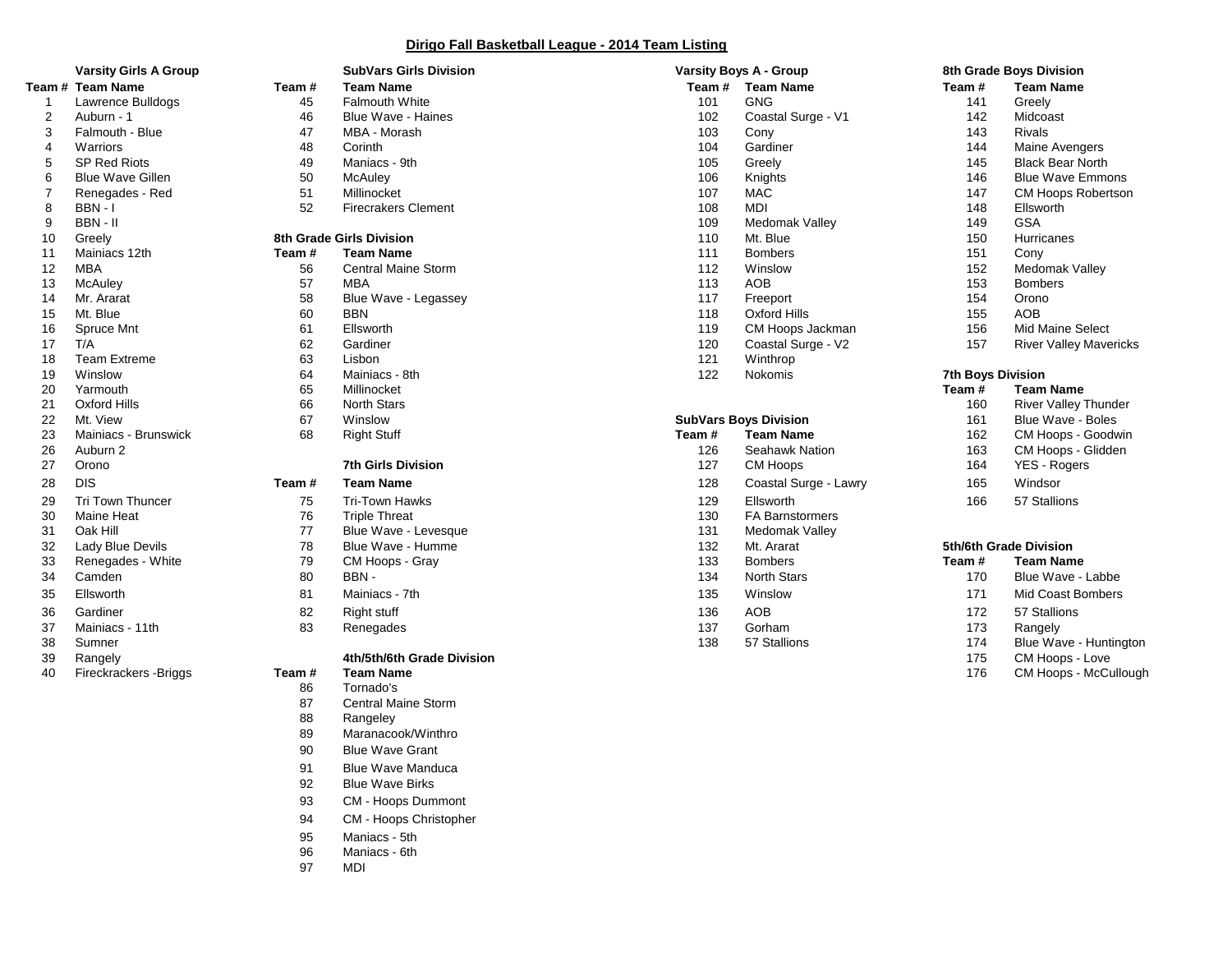# Dirigo Fall Basketball League - 2014 Team Listing

## Varsity Girls A Group

| Team # | Team Name |
|---|---|
| 1 | Lawrence Bulldogs |
| 2 | Auburn - 1 |
| 3 | Falmouth - Blue |
| 4 | Warriors |
| 5 | SP Red Riots |
| 6 | Blue Wave Gillen |
| 7 | Renegades - Red |
| 8 | BBN - I |
| 9 | BBN - II |
| 10 | Greely |
| 11 | Mainiacs 12th |
| 12 | MBA |
| 13 | McAuley |
| 14 | Mr. Ararat |
| 15 | Mt. Blue |
| 16 | Spruce Mnt |
| 17 | T/A |
| 18 | Team Extreme |
| 19 | Winslow |
| 20 | Yarmouth |
| 21 | Oxford Hills |
| 22 | Mt. View |
| 23 | Mainiacs - Brunswick |
| 26 | Auburn 2 |
| 27 | Orono |
| 28 | DIS |
| 29 | Tri Town Thuncer |
| 30 | Maine Heat |
| 31 | Oak Hill |
| 32 | Lady Blue Devils |
| 33 | Renegades - White |
| 34 | Camden |
| 35 | Ellsworth |
| 36 | Gardiner |
| 37 | Mainiacs - 11th |
| 38 | Sumner |
| 39 | Rangely |
| 40 | Fireckrackers -Briggs |

## SubVars Girls Division

| Team # | Team Name |
|---|---|
| 45 | Falmouth White |
| 46 | Blue Wave - Haines |
| 47 | MBA - Morash |
| 48 | Corinth |
| 49 | Maniacs - 9th |
| 50 | McAuley |
| 51 | Millinocket |
| 52 | Firecrakers Clement |

## 8th Grade Girls Division

| Team # | Team Name |
|---|---|
| 56 | Central Maine Storm |
| 57 | MBA |
| 58 | Blue Wave - Legassey |
| 60 | BBN |
| 61 | Ellsworth |
| 62 | Gardiner |
| 63 | Lisbon |
| 64 | Mainiacs - 8th |
| 65 | Millinocket |
| 66 | North Stars |
| 67 | Winslow |
| 68 | Right Stuff |

## 7th Girls Division

| Team # | Team Name |
|---|---|
| 75 | Tri-Town Hawks |
| 76 | Triple Threat |
| 77 | Blue Wave - Levesque |
| 78 | Blue Wave - Humme |
| 79 | CM Hoops - Gray |
| 80 | BBN - |
| 81 | Mainiacs - 7th |
| 82 | Right stuff |
| 83 | Renegades |

## 4th/5th/6th Grade Division

| Team # | Team Name |
|---|---|
| 86 | Tornado's |
| 87 | Central Maine Storm |
| 88 | Rangeley |
| 89 | Maranacook/Winthro |
| 90 | Blue Wave Grant |
| 91 | Blue Wave Manduca |
| 92 | Blue Wave Birks |
| 93 | CM - Hoops Dummont |
| 94 | CM - Hoops Christopher |
| 95 | Maniacs - 5th |
| 96 | Maniacs - 6th |
| 97 | MDI |

## Varsity Boys A - Group

| Team # | Team Name |
|---|---|
| 101 | GNG |
| 102 | Coastal Surge - V1 |
| 103 | Cony |
| 104 | Gardiner |
| 105 | Greely |
| 106 | Knights |
| 107 | MAC |
| 108 | MDI |
| 109 | Medomak Valley |
| 110 | Mt. Blue |
| 111 | Bombers |
| 112 | Winslow |
| 113 | AOB |
| 117 | Freeport |
| 118 | Oxford Hills |
| 119 | CM Hoops Jackman |
| 120 | Coastal Surge - V2 |
| 121 | Winthrop |
| 122 | Nokomis |

## SubVars Boys Division

| Team # | Team Name |
|---|---|
| 126 | Seahawk Nation |
| 127 | CM Hoops |
| 128 | Coastal Surge - Lawry |
| 129 | Ellsworth |
| 130 | FA Barnstormers |
| 131 | Medomak Valley |
| 132 | Mt. Ararat |
| 133 | Bombers |
| 134 | North Stars |
| 135 | Winslow |
| 136 | AOB |
| 137 | Gorham |
| 138 | 57 Stallions |

## 8th Grade Boys Division

| Team # | Team Name |
|---|---|
| 141 | Greely |
| 142 | Midcoast |
| 143 | Rivals |
| 144 | Maine Avengers |
| 145 | Black Bear North |
| 146 | Blue Wave Emmons |
| 147 | CM Hoops Robertson |
| 148 | Ellsworth |
| 149 | GSA |
| 150 | Hurricanes |
| 151 | Cony |
| 152 | Medomak Valley |
| 153 | Bombers |
| 154 | Orono |
| 155 | AOB |
| 156 | Mid Maine Select |
| 157 | River Valley Mavericks |

## 7th Boys Division

| Team # | Team Name |
|---|---|
| 160 | River Valley Thunder |
| 161 | Blue Wave - Boles |
| 162 | CM Hoops - Goodwin |
| 163 | CM Hoops - Glidden |
| 164 | YES - Rogers |
| 165 | Windsor |
| 166 | 57 Stallions |

## 5th/6th Grade Division

| Team # | Team Name |
|---|---|
| 170 | Blue Wave - Labbe |
| 171 | Mid Coast Bombers |
| 172 | 57 Stallions |
| 173 | Rangely |
| 174 | Blue Wave - Huntington |
| 175 | CM Hoops - Love |
| 176 | CM Hoops - McCullough |